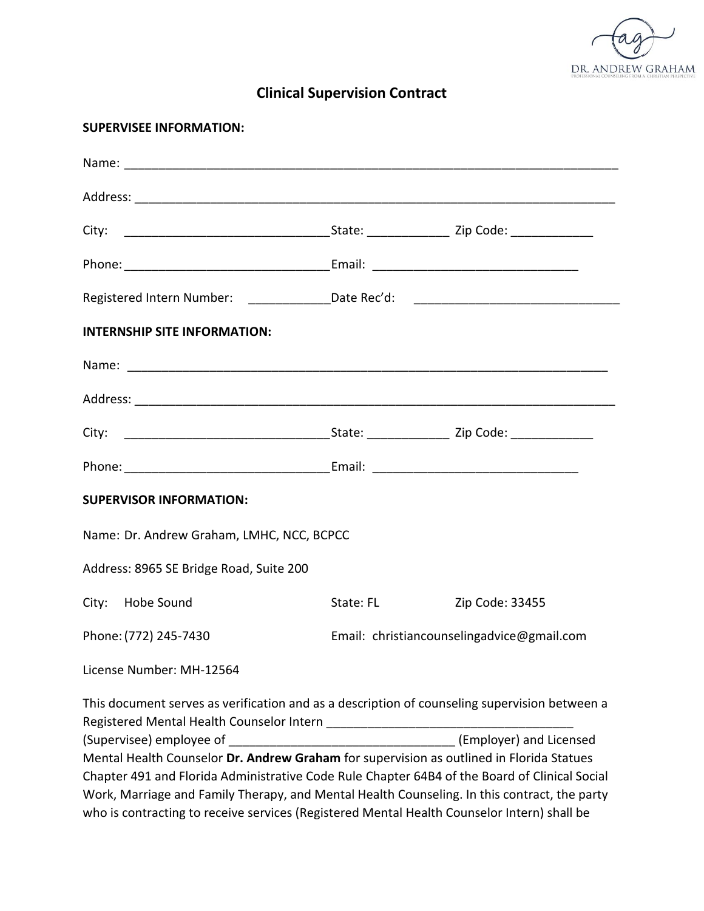DR. ANDREW GRAHAM
PROFESSIONAL COUNSELING FROM A CHRISTIAN PERSPECTIVE

# Clinical Supervision Contract

**SUPERVISEE INFORMATION:**

Name: ___________________________________________________________________________

Address: _________________________________________________________________________

City: _______________________________State: ____________ Zip Code: ____________

Phone: _______________________________Email: _______________________________

Registered Intern Number: ____________Date Rec'd: _______________________________

**INTERNSHIP SITE INFORMATION:**

Name: _________________________________________________________________________

Address: _________________________________________________________________________

City: _______________________________State: ____________ Zip Code: ____________

Phone: _______________________________Email: _______________________________

**SUPERVISOR INFORMATION:**

Name: Dr. Andrew Graham, LMHC, NCC, BCPCC

Address: 8965 SE Bridge Road, Suite 200

City: Hobe Sound State: FL Zip Code: 33455

Phone: (772) 245-7430 Email: christiancounselingadvice@gmail.com

License Number: MH-12564

This document serves as verification and as a description of counseling supervision between a Registered Mental Health Counselor Intern ____________________________________ (Supervisee) employee of _________________________________ (Employer) and Licensed Mental Health Counselor **Dr. Andrew Graham** for supervision as outlined in Florida Statues Chapter 491 and Florida Administrative Code Rule Chapter 64B4 of the Board of Clinical Social Work, Marriage and Family Therapy, and Mental Health Counseling. In this contract, the party who is contracting to receive services (Registered Mental Health Counselor Intern) shall be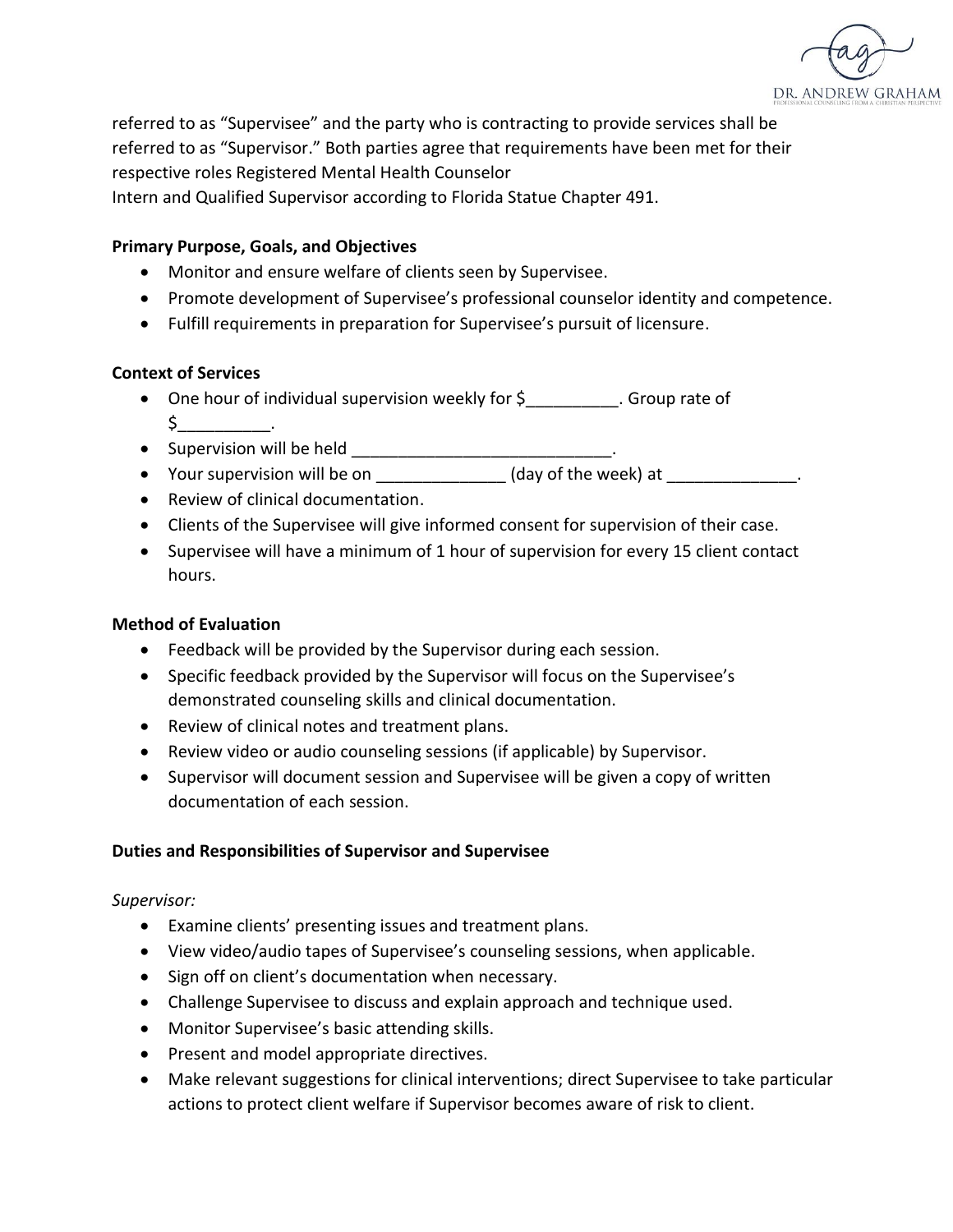referred to as "Supervisee" and the party who is contracting to provide services shall be referred to as "Supervisor." Both parties agree that requirements have been met for their respective roles Registered Mental Health Counselor
Intern and Qualified Supervisor according to Florida Statue Chapter 491.

**Primary Purpose, Goals, and Objectives**

- Monitor and ensure welfare of clients seen by Supervisee.
- Promote development of Supervisee's professional counselor identity and competence.
- Fulfill requirements in preparation for Supervisee's pursuit of licensure.

**Context of Services**

- One hour of individual supervision weekly for $__________. Group rate of $__________.
- Supervision will be held ____________________________.
- Your supervision will be on ______________ (day of the week) at ______________.
- Review of clinical documentation.
- Clients of the Supervisee will give informed consent for supervision of their case.
- Supervisee will have a minimum of 1 hour of supervision for every 15 client contact hours.

**Method of Evaluation**

- Feedback will be provided by the Supervisor during each session.
- Specific feedback provided by the Supervisor will focus on the Supervisee's demonstrated counseling skills and clinical documentation.
- Review of clinical notes and treatment plans.
- Review video or audio counseling sessions (if applicable) by Supervisor.
- Supervisor will document session and Supervisee will be given a copy of written documentation of each session.

**Duties and Responsibilities of Supervisor and Supervisee**

*Supervisor:*

- Examine clients' presenting issues and treatment plans.
- View video/audio tapes of Supervisee's counseling sessions, when applicable.
- Sign off on client's documentation when necessary.
- Challenge Supervisee to discuss and explain approach and technique used.
- Monitor Supervisee's basic attending skills.
- Present and model appropriate directives.
- Make relevant suggestions for clinical interventions; direct Supervisee to take particular actions to protect client welfare if Supervisor becomes aware of risk to client.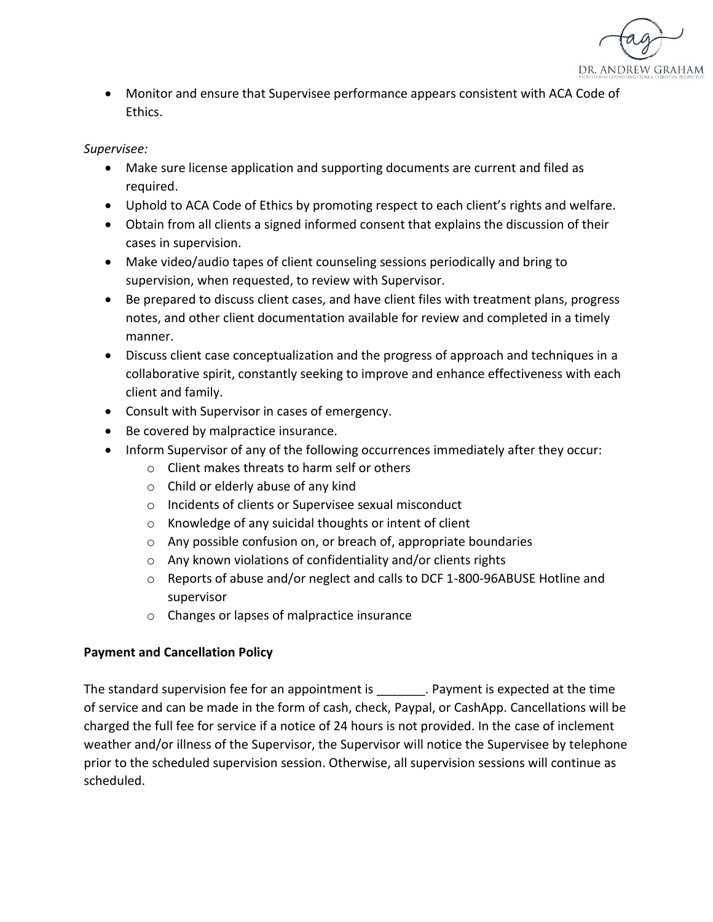- Monitor and ensure that Supervisee performance appears consistent with ACA Code of Ethics.

*Supervisee:*

- Make sure license application and supporting documents are current and filed as required.
- Uphold to ACA Code of Ethics by promoting respect to each client's rights and welfare.
- Obtain from all clients a signed informed consent that explains the discussion of their cases in supervision.
- Make video/audio tapes of client counseling sessions periodically and bring to supervision, when requested, to review with Supervisor.
- Be prepared to discuss client cases, and have client files with treatment plans, progress notes, and other client documentation available for review and completed in a timely manner.
- Discuss client case conceptualization and the progress of approach and techniques in a collaborative spirit, constantly seeking to improve and enhance effectiveness with each client and family.
- Consult with Supervisor in cases of emergency.
- Be covered by malpractice insurance.
- Inform Supervisor of any of the following occurrences immediately after they occur:
  - Client makes threats to harm self or others
  - Child or elderly abuse of any kind
  - Incidents of clients or Supervisee sexual misconduct
  - Knowledge of any suicidal thoughts or intent of client
  - Any possible confusion on, or breach of, appropriate boundaries
  - Any known violations of confidentiality and/or clients rights
  - Reports of abuse and/or neglect and calls to DCF 1-800-96ABUSE Hotline and supervisor
  - Changes or lapses of malpractice insurance

**Payment and Cancellation Policy**

The standard supervision fee for an appointment is _______. Payment is expected at the time of service and can be made in the form of cash, check, Paypal, or CashApp. Cancellations will be charged the full fee for service if a notice of 24 hours is not provided. In the case of inclement weather and/or illness of the Supervisor, the Supervisor will notice the Supervisee by telephone prior to the scheduled supervision session. Otherwise, all supervision sessions will continue as scheduled.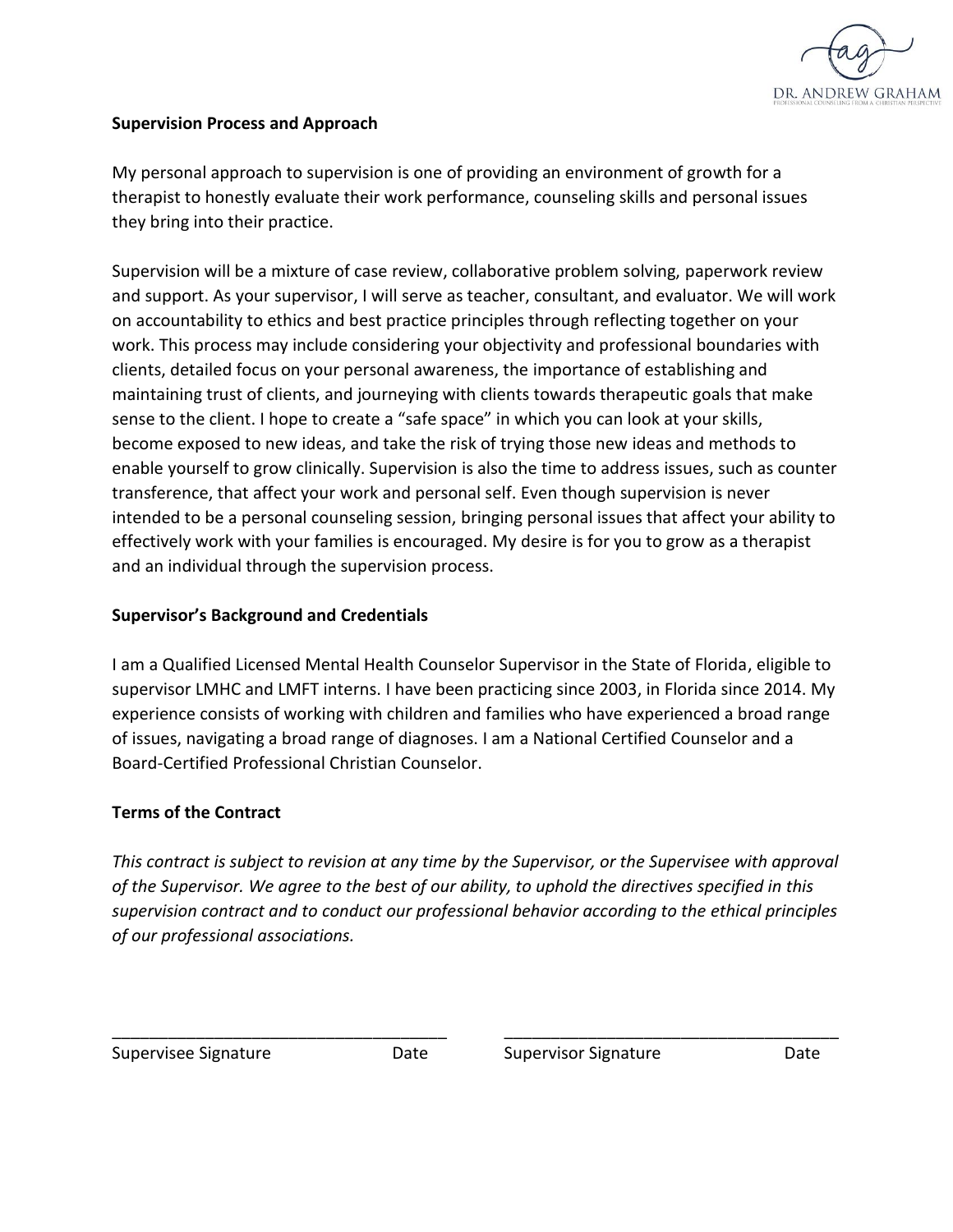**Supervision Process and Approach**

My personal approach to supervision is one of providing an environment of growth for a therapist to honestly evaluate their work performance, counseling skills and personal issues they bring into their practice.

Supervision will be a mixture of case review, collaborative problem solving, paperwork review and support. As your supervisor, I will serve as teacher, consultant, and evaluator. We will work on accountability to ethics and best practice principles through reflecting together on your work. This process may include considering your objectivity and professional boundaries with clients, detailed focus on your personal awareness, the importance of establishing and maintaining trust of clients, and journeying with clients towards therapeutic goals that make sense to the client. I hope to create a "safe space" in which you can look at your skills, become exposed to new ideas, and take the risk of trying those new ideas and methods to enable yourself to grow clinically. Supervision is also the time to address issues, such as counter transference, that affect your work and personal self. Even though supervision is never intended to be a personal counseling session, bringing personal issues that affect your ability to effectively work with your families is encouraged. My desire is for you to grow as a therapist and an individual through the supervision process.

**Supervisor's Background and Credentials**

I am a Qualified Licensed Mental Health Counselor Supervisor in the State of Florida, eligible to supervisor LMHC and LMFT interns. I have been practicing since 2003, in Florida since 2014. My experience consists of working with children and families who have experienced a broad range of issues, navigating a broad range of diagnoses. I am a National Certified Counselor and a Board-Certified Professional Christian Counselor.

**Terms of the Contract**

*This contract is subject to revision at any time by the Supervisor, or the Supervisee with approval of the Supervisor. We agree to the best of our ability, to uphold the directives specified in this supervision contract and to conduct our professional behavior according to the ethical principles of our professional associations.*

\_\_\_\_\_\_\_\_\_\_\_\_\_\_\_\_\_\_\_\_\_\_\_\_\_\_\_\_\_\_\_\_\_\_\_\_ \_\_\_\_\_\_\_\_\_\_\_\_\_\_\_\_\_\_\_\_\_\_\_\_\_\_\_\_\_\_\_\_\_\_\_\_

Supervisee Signature Date Supervisor Signature Date